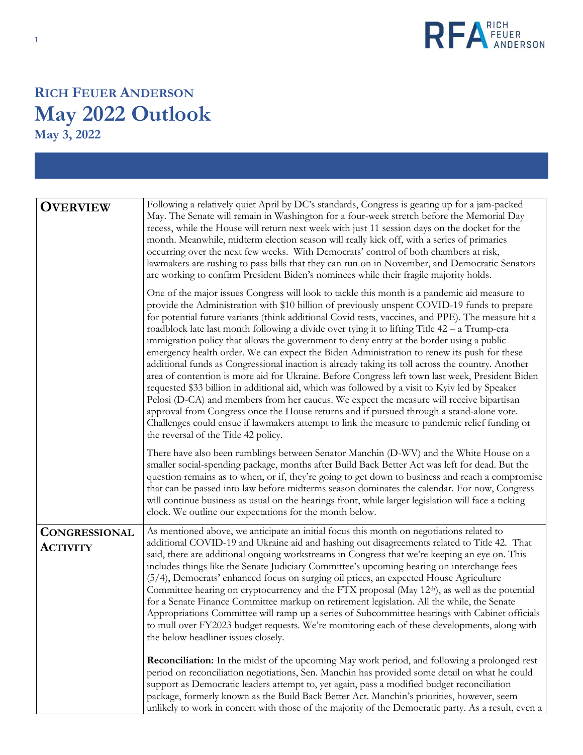# RICH FEUER ANDERSON
# May 2022 Outlook
## May 3, 2022

| | |
|---|---|
| **OVERVIEW** | Following a relatively quiet April by DC's standards, Congress is gearing up for a jam-packed May. The Senate will remain in Washington for a four-week stretch before the Memorial Day recess, while the House will return next week with just 11 session days on the docket for the month. Meanwhile, midterm election season will really kick off, with a series of primaries occurring over the next few weeks. With Democrats' control of both chambers at risk, lawmakers are rushing to pass bills that they can run on in November, and Democratic Senators are working to confirm President Biden's nominees while their fragile majority holds.<br><br>One of the major issues Congress will look to tackle this month is a pandemic aid measure to provide the Administration with $10 billion of previously unspent COVID-19 funds to prepare for potential future variants (think additional Covid tests, vaccines, and PPE). The measure hit a roadblock late last month following a divide over tying it to lifting Title 42 – a Trump-era immigration policy that allows the government to deny entry at the border using a public emergency health order. We can expect the Biden Administration to renew its push for these additional funds as Congressional inaction is already taking its toll across the country. Another area of contention is more aid for Ukraine. Before Congress left town last week, President Biden requested $33 billion in additional aid, which was followed by a visit to Kyiv led by Speaker Pelosi (D-CA) and members from her caucus. We expect the measure will receive bipartisan approval from Congress once the House returns and if pursued through a stand-alone vote. Challenges could ensue if lawmakers attempt to link the measure to pandemic relief funding or the reversal of the Title 42 policy.<br><br>There have also been rumblings between Senator Manchin (D-WV) and the White House on a smaller social-spending package, months after Build Back Better Act was left for dead. But the question remains as to when, or if, they're going to get down to business and reach a compromise that can be passed into law before midterms season dominates the calendar. For now, Congress will continue business as usual on the hearings front, while larger legislation will face a ticking clock. We outline our expectations for the month below. |
| **CONGRESSIONAL ACTIVITY** | As mentioned above, we anticipate an initial focus this month on negotiations related to additional COVID-19 and Ukraine aid and hashing out disagreements related to Title 42. That said, there are additional ongoing workstreams in Congress that we're keeping an eye on. This includes things like the Senate Judiciary Committee's upcoming hearing on interchange fees (5/4), Democrats' enhanced focus on surging oil prices, an expected House Agriculture Committee hearing on cryptocurrency and the FTX proposal (May 12th), as well as the potential for a Senate Finance Committee markup on retirement legislation. All the while, the Senate Appropriations Committee will ramp up a series of Subcommittee hearings with Cabinet officials to mull over FY2023 budget requests. We're monitoring each of these developments, along with the below headliner issues closely.<br><br>**Reconciliation:** In the midst of the upcoming May work period, and following a prolonged rest period on reconciliation negotiations, Sen. Manchin has provided some detail on what he could support as Democratic leaders attempt to, yet again, pass a modified budget reconciliation package, formerly known as the Build Back Better Act. Manchin's priorities, however, seem unlikely to work in concert with those of the majority of the Democratic party. As a result, even a |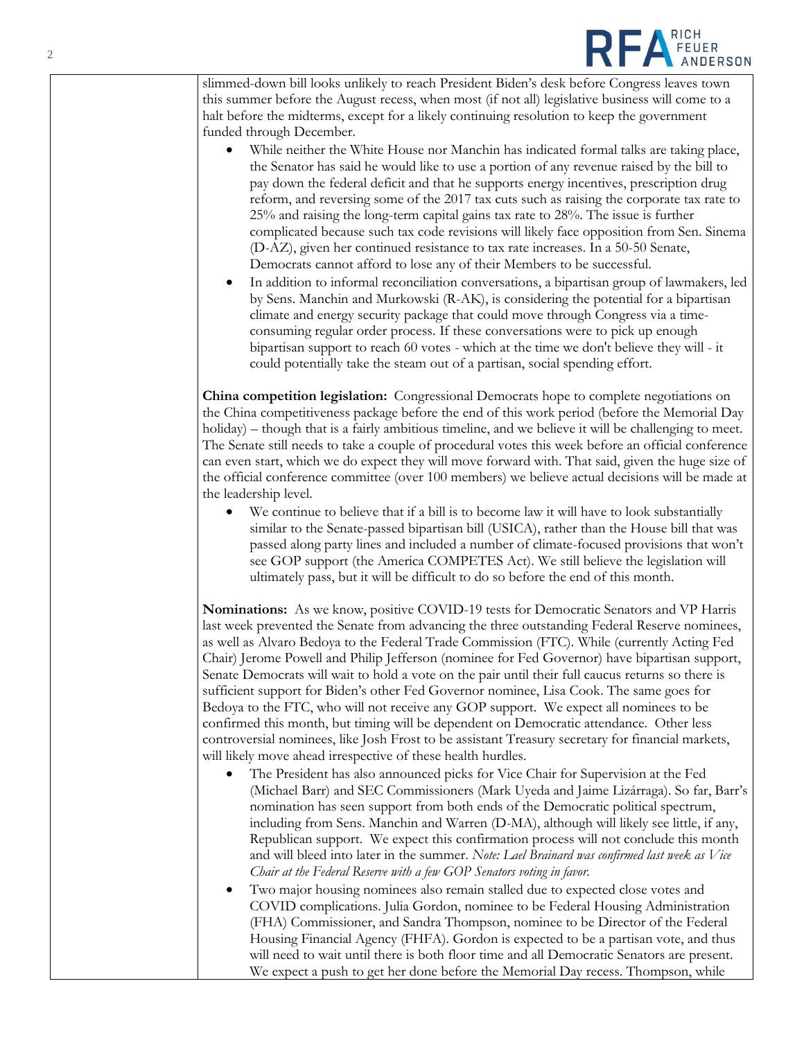slimmed-down bill looks unlikely to reach President Biden's desk before Congress leaves town this summer before the August recess, when most (if not all) legislative business will come to a halt before the midterms, except for a likely continuing resolution to keep the government funded through December.

- While neither the White House nor Manchin has indicated formal talks are taking place, the Senator has said he would like to use a portion of any revenue raised by the bill to pay down the federal deficit and that he supports energy incentives, prescription drug reform, and reversing some of the 2017 tax cuts such as raising the corporate tax rate to 25% and raising the long-term capital gains tax rate to 28%. The issue is further complicated because such tax code revisions will likely face opposition from Sen. Sinema (D-AZ), given her continued resistance to tax rate increases. In a 50-50 Senate, Democrats cannot afford to lose any of their Members to be successful.
- In addition to informal reconciliation conversations, a bipartisan group of lawmakers, led by Sens. Manchin and Murkowski (R-AK), is considering the potential for a bipartisan climate and energy security package that could move through Congress via a time-consuming regular order process. If these conversations were to pick up enough bipartisan support to reach 60 votes - which at the time we don't believe they will - it could potentially take the steam out of a partisan, social spending effort.

**China competition legislation:** Congressional Democrats hope to complete negotiations on the China competitiveness package before the end of this work period (before the Memorial Day holiday) – though that is a fairly ambitious timeline, and we believe it will be challenging to meet. The Senate still needs to take a couple of procedural votes this week before an official conference can even start, which we do expect they will move forward with. That said, given the huge size of the official conference committee (over 100 members) we believe actual decisions will be made at the leadership level.

- We continue to believe that if a bill is to become law it will have to look substantially similar to the Senate-passed bipartisan bill (USICA), rather than the House bill that was passed along party lines and included a number of climate-focused provisions that won't see GOP support (the America COMPETES Act). We still believe the legislation will ultimately pass, but it will be difficult to do so before the end of this month.

**Nominations:** As we know, positive COVID-19 tests for Democratic Senators and VP Harris last week prevented the Senate from advancing the three outstanding Federal Reserve nominees, as well as Alvaro Bedoya to the Federal Trade Commission (FTC). While (currently Acting Fed Chair) Jerome Powell and Philip Jefferson (nominee for Fed Governor) have bipartisan support, Senate Democrats will wait to hold a vote on the pair until their full caucus returns so there is sufficient support for Biden's other Fed Governor nominee, Lisa Cook. The same goes for Bedoya to the FTC, who will not receive any GOP support. We expect all nominees to be confirmed this month, but timing will be dependent on Democratic attendance. Other less controversial nominees, like Josh Frost to be assistant Treasury secretary for financial markets, will likely move ahead irrespective of these health hurdles.

- The President has also announced picks for Vice Chair for Supervision at the Fed (Michael Barr) and SEC Commissioners (Mark Uyeda and Jaime Lizárraga). So far, Barr's nomination has seen support from both ends of the Democratic political spectrum, including from Sens. Manchin and Warren (D-MA), although will likely see little, if any, Republican support. We expect this confirmation process will not conclude this month and will bleed into later in the summer. *Note: Lael Brainard was confirmed last week as Vice Chair at the Federal Reserve with a few GOP Senators voting in favor.*
- Two major housing nominees also remain stalled due to expected close votes and COVID complications. Julia Gordon, nominee to be Federal Housing Administration (FHA) Commissioner, and Sandra Thompson, nominee to be Director of the Federal Housing Financial Agency (FHFA). Gordon is expected to be a partisan vote, and thus will need to wait until there is both floor time and all Democratic Senators are present. We expect a push to get her done before the Memorial Day recess. Thompson, while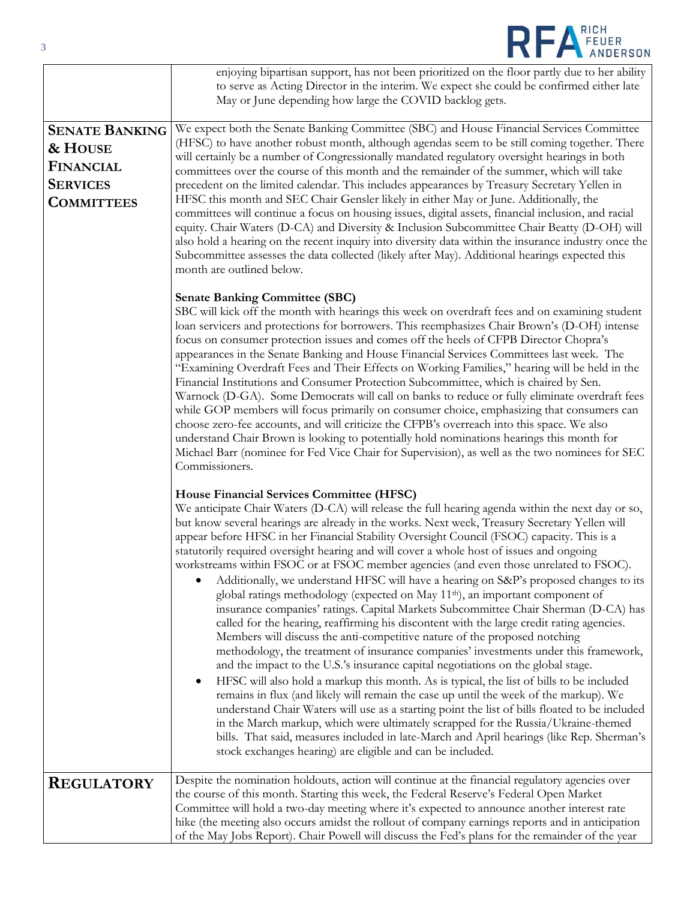| | |
|---|---|
| | enjoying bipartisan support, has not been prioritized on the floor partly due to her ability to serve as Acting Director in the interim. We expect she could be confirmed either late May or June depending how large the COVID backlog gets. |
| **SENATE BANKING & HOUSE FINANCIAL SERVICES COMMITTEES** | We expect both the Senate Banking Committee (SBC) and House Financial Services Committee (HFSC) to have another robust month, although agendas seem to be still coming together. There will certainly be a number of Congressionally mandated regulatory oversight hearings in both committees over the course of this month and the remainder of the summer, which will take precedent on the limited calendar. This includes appearances by Treasury Secretary Yellen in HFSC this month and SEC Chair Gensler likely in either May or June. Additionally, the committees will continue a focus on housing issues, digital assets, financial inclusion, and racial equity. Chair Waters (D-CA) and Diversity & Inclusion Subcommittee Chair Beatty (D-OH) will also hold a hearing on the recent inquiry into diversity data within the insurance industry once the Subcommittee assesses the data collected (likely after May). Additional hearings expected this month are outlined below.<br><br>**Senate Banking Committee (SBC)**<br>SBC will kick off the month with hearings this week on overdraft fees and on examining student loan servicers and protections for borrowers. This reemphasizes Chair Brown's (D-OH) intense focus on consumer protection issues and comes off the heels of CFPB Director Chopra's appearances in the Senate Banking and House Financial Services Committees last week. The "Examining Overdraft Fees and Their Effects on Working Families," hearing will be held in the Financial Institutions and Consumer Protection Subcommittee, which is chaired by Sen. Warnock (D-GA). Some Democrats will call on banks to reduce or fully eliminate overdraft fees while GOP members will focus primarily on consumer choice, emphasizing that consumers can choose zero-fee accounts, and will criticize the CFPB's overreach into this space. We also understand Chair Brown is looking to potentially hold nominations hearings this month for Michael Barr (nominee for Fed Vice Chair for Supervision), as well as the two nominees for SEC Commissioners.<br><br>**House Financial Services Committee (HFSC)**<br>We anticipate Chair Waters (D-CA) will release the full hearing agenda within the next day or so, but know several hearings are already in the works. Next week, Treasury Secretary Yellen will appear before HFSC in her Financial Stability Oversight Council (FSOC) capacity. This is a statutorily required oversight hearing and will cover a whole host of issues and ongoing workstreams within FSOC or at FSOC member agencies (and even those unrelated to FSOC).<br>• Additionally, we understand HFSC will have a hearing on S&P's proposed changes to its global ratings methodology (expected on May 11th), an important component of insurance companies' ratings. Capital Markets Subcommittee Chair Sherman (D-CA) has called for the hearing, reaffirming his discontent with the large credit rating agencies. Members will discuss the anti-competitive nature of the proposed notching methodology, the treatment of insurance companies' investments under this framework, and the impact to the U.S.'s insurance capital negotiations on the global stage.<br>• HFSC will also hold a markup this month. As is typical, the list of bills to be included remains in flux (and likely will remain the case up until the week of the markup). We understand Chair Waters will use as a starting point the list of bills floated to be included in the March markup, which were ultimately scrapped for the Russia/Ukraine-themed bills. That said, measures included in late-March and April hearings (like Rep. Sherman's stock exchanges hearing) are eligible and can be included. |
| **REGULATORY** | Despite the nomination holdouts, action will continue at the financial regulatory agencies over the course of this month. Starting this week, the Federal Reserve's Federal Open Market Committee will hold a two-day meeting where it's expected to announce another interest rate hike (the meeting also occurs amidst the rollout of company earnings reports and in anticipation of the May Jobs Report). Chair Powell will discuss the Fed's plans for the remainder of the year |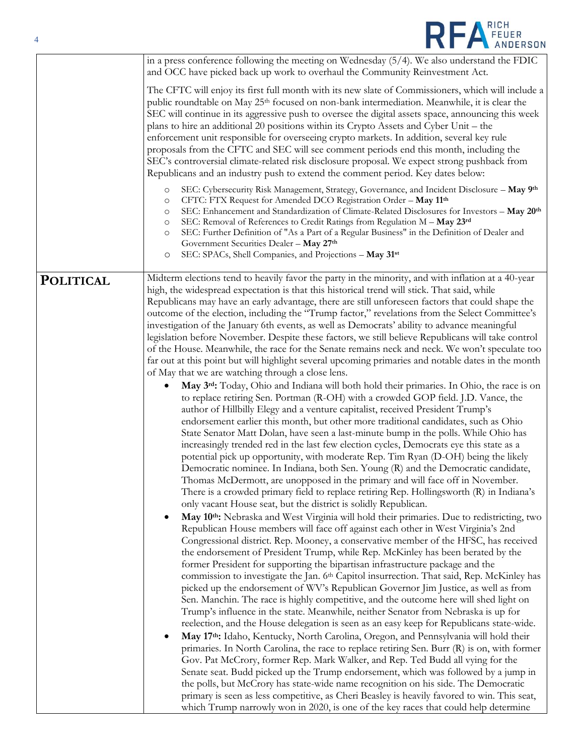| | |
|---|---|
| | in a press conference following the meeting on Wednesday (5/4). We also understand the FDIC and OCC have picked back up work to overhaul the Community Reinvestment Act.<br><br>The CFTC will enjoy its first full month with its new slate of Commissioners, which will include a public roundtable on May 25th focused on non-bank intermediation. Meanwhile, it is clear the SEC will continue in its aggressive push to oversee the digital assets space, announcing this week plans to hire an additional 20 positions within its Crypto Assets and Cyber Unit – the enforcement unit responsible for overseeing crypto markets. In addition, several key rule proposals from the CFTC and SEC will see comment periods end this month, including the SEC's controversial climate-related risk disclosure proposal. We expect strong pushback from Republicans and an industry push to extend the comment period. Key dates below:<br><br>○ SEC: Cybersecurity Risk Management, Strategy, Governance, and Incident Disclosure – **May 9th**<br>○ CFTC: FTX Request for Amended DCO Registration Order – **May 11th**<br>○ SEC: Enhancement and Standardization of Climate-Related Disclosures for Investors – **May 20th**<br>○ SEC: Removal of References to Credit Ratings from Regulation M – **May 23rd**<br>○ SEC: Further Definition of "As a Part of a Regular Business" in the Definition of Dealer and Government Securities Dealer – **May 27th**<br>○ SEC: SPACs, Shell Companies, and Projections – **May 31st** |
| **POLITICAL** | Midterm elections tend to heavily favor the party in the minority, and with inflation at a 40-year high, the widespread expectation is that this historical trend will stick. That said, while Republicans may have an early advantage, there are still unforeseen factors that could shape the outcome of the election, including the "Trump factor," revelations from the Select Committee's investigation of the January 6th events, as well as Democrats' ability to advance meaningful legislation before November. Despite these factors, we still believe Republicans will take control of the House. Meanwhile, the race for the Senate remains neck and neck. We won't speculate too far out at this point but will highlight several upcoming primaries and notable dates in the month of May that we are watching through a close lens.<br><br>• **May 3rd:** Today, Ohio and Indiana will both hold their primaries. In Ohio, the race is on to replace retiring Sen. Portman (R-OH) with a crowded GOP field. J.D. Vance, the author of Hillbilly Elegy and a venture capitalist, received President Trump's endorsement earlier this month, but other more traditional candidates, such as Ohio State Senator Matt Dolan, have seen a last-minute bump in the polls. While Ohio has increasingly trended red in the last few election cycles, Democrats eye this state as a potential pick up opportunity, with moderate Rep. Tim Ryan (D-OH) being the likely Democratic nominee. In Indiana, both Sen. Young (R) and the Democratic candidate, Thomas McDermott, are unopposed in the primary and will face off in November. There is a crowded primary field to replace retiring Rep. Hollingsworth (R) in Indiana's only vacant House seat, but the district is solidly Republican.<br>• **May 10th:** Nebraska and West Virginia will hold their primaries. Due to redistricting, two Republican House members will face off against each other in West Virginia's 2nd Congressional district. Rep. Mooney, a conservative member of the HFSC, has received the endorsement of President Trump, while Rep. McKinley has been berated by the former President for supporting the bipartisan infrastructure package and the commission to investigate the Jan. 6th Capitol insurrection. That said, Rep. McKinley has picked up the endorsement of WV's Republican Governor Jim Justice, as well as from Sen. Manchin. The race is highly competitive, and the outcome here will shed light on Trump's influence in the state. Meanwhile, neither Senator from Nebraska is up for reelection, and the House delegation is seen as an easy keep for Republicans state-wide.<br>• **May 17th:** Idaho, Kentucky, North Carolina, Oregon, and Pennsylvania will hold their primaries. In North Carolina, the race to replace retiring Sen. Burr (R) is on, with former Gov. Pat McCrory, former Rep. Mark Walker, and Rep. Ted Budd all vying for the Senate seat. Budd picked up the Trump endorsement, which was followed by a jump in the polls, but McCrory has state-wide name recognition on his side. The Democratic primary is seen as less competitive, as Cheri Beasley is heavily favored to win. This seat, which Trump narrowly won in 2020, is one of the key races that could help determine |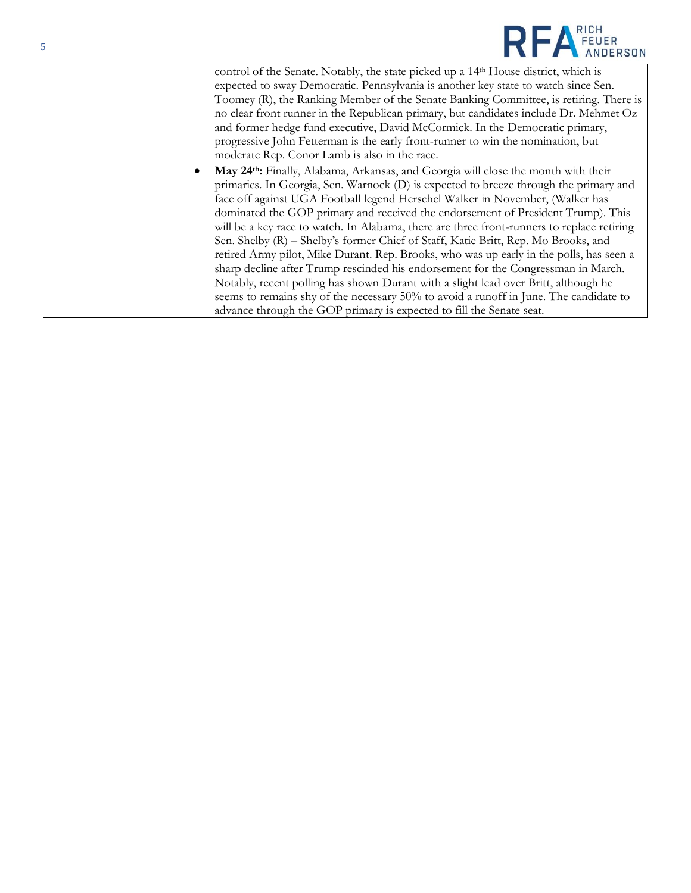| | |
|---|---|
| | control of the Senate. Notably, the state picked up a 14th House district, which is expected to sway Democratic. Pennsylvania is another key state to watch since Sen. Toomey (R), the Ranking Member of the Senate Banking Committee, is retiring. There is no clear front runner in the Republican primary, but candidates include Dr. Mehmet Oz and former hedge fund executive, David McCormick. In the Democratic primary, progressive John Fetterman is the early front-runner to win the nomination, but moderate Rep. Conor Lamb is also in the race.<br>• **May 24th:** Finally, Alabama, Arkansas, and Georgia will close the month with their primaries. In Georgia, Sen. Warnock (D) is expected to breeze through the primary and face off against UGA Football legend Herschel Walker in November, (Walker has dominated the GOP primary and received the endorsement of President Trump). This will be a key race to watch. In Alabama, there are three front-runners to replace retiring Sen. Shelby (R) – Shelby's former Chief of Staff, Katie Britt, Rep. Mo Brooks, and retired Army pilot, Mike Durant. Rep. Brooks, who was up early in the polls, has seen a sharp decline after Trump rescinded his endorsement for the Congressman in March. Notably, recent polling has shown Durant with a slight lead over Britt, although he seems to remains shy of the necessary 50% to avoid a runoff in June. The candidate to advance through the GOP primary is expected to fill the Senate seat. |